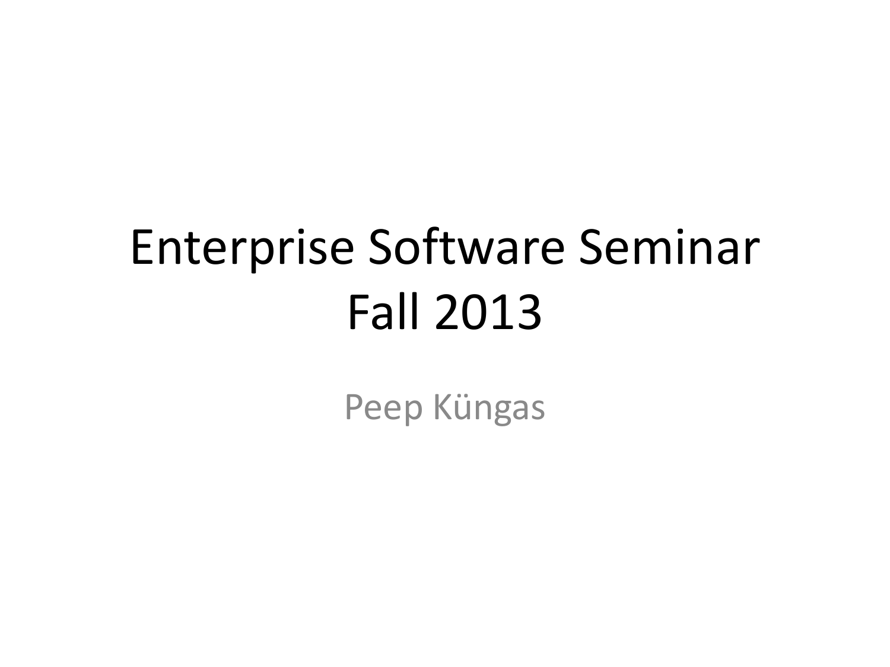# Enterprise Software Seminar Fall 2013

Peep Küngas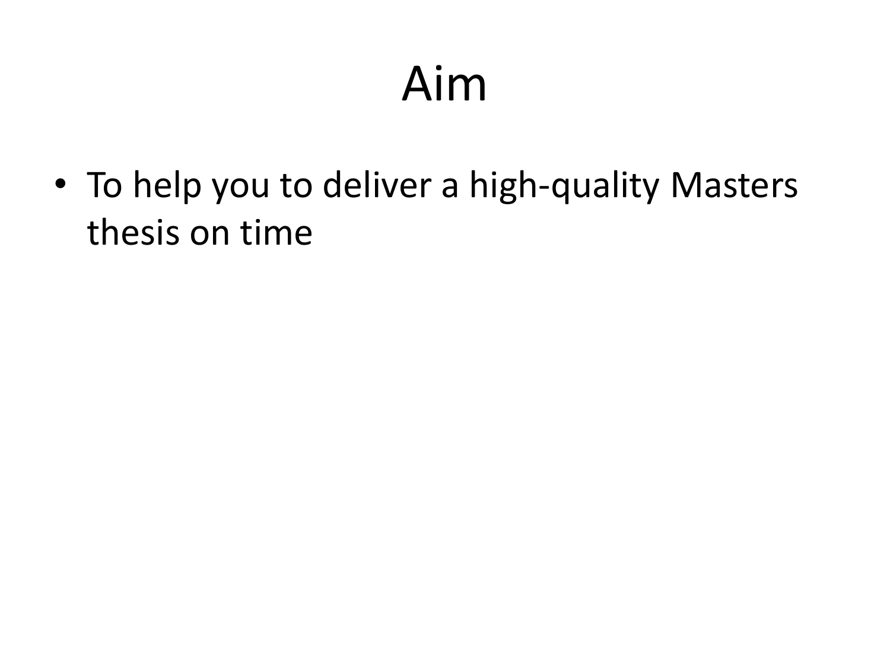# Aim

- To help you to deliver a high-quality Masters thesis on time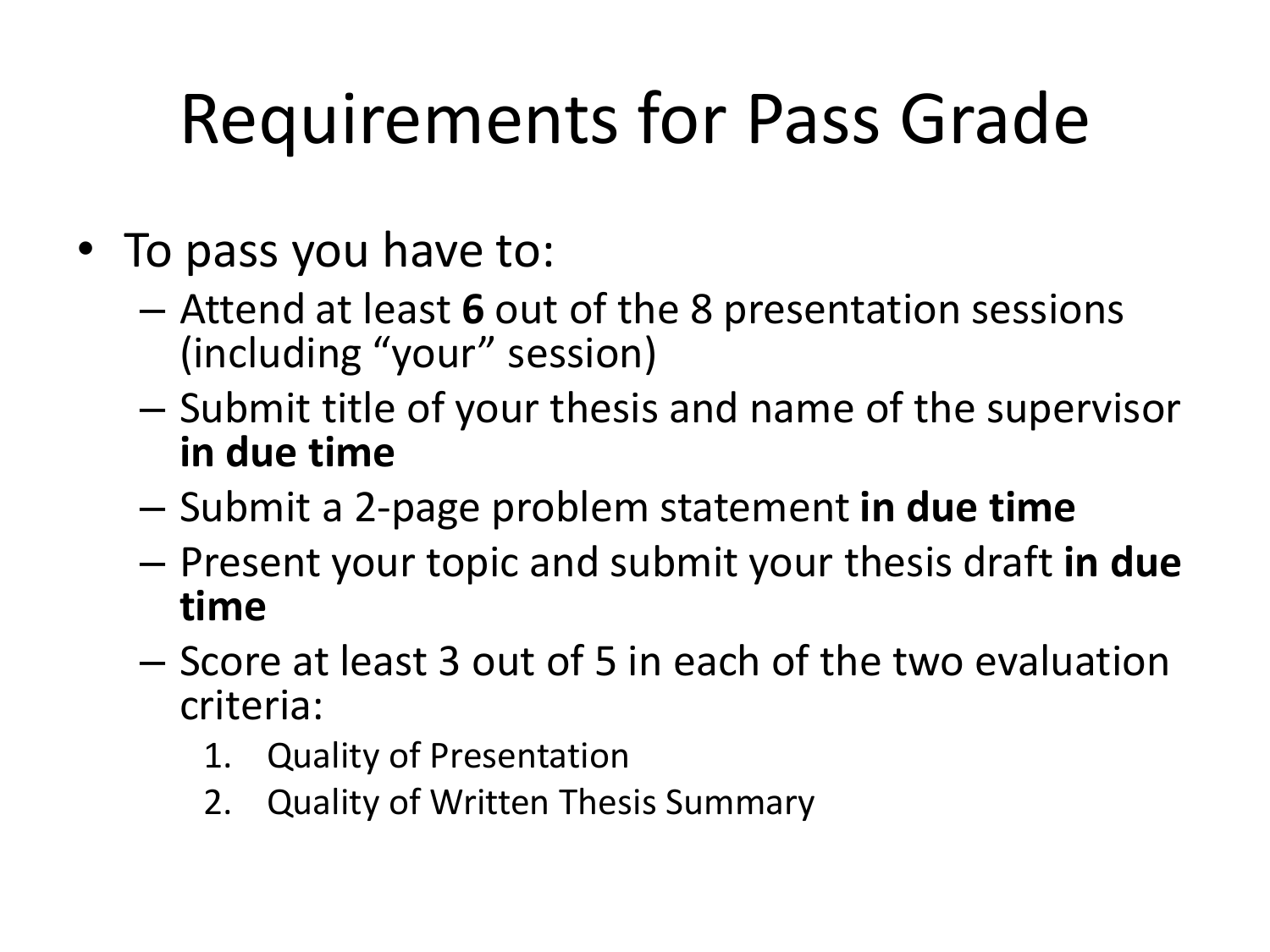# Requirements for Pass Grade

- To pass you have to:
  - Attend at least **6** out of the 8 presentation sessions (including "your" session)
  - Submit title of your thesis and name of the supervisor **in due time**
  - Submit a 2-page problem statement **in due time**
  - Present your topic and submit your thesis draft **in due time**
  - Score at least 3 out of 5 in each of the two evaluation criteria:
    1. Quality of Presentation
    2. Quality of Written Thesis Summary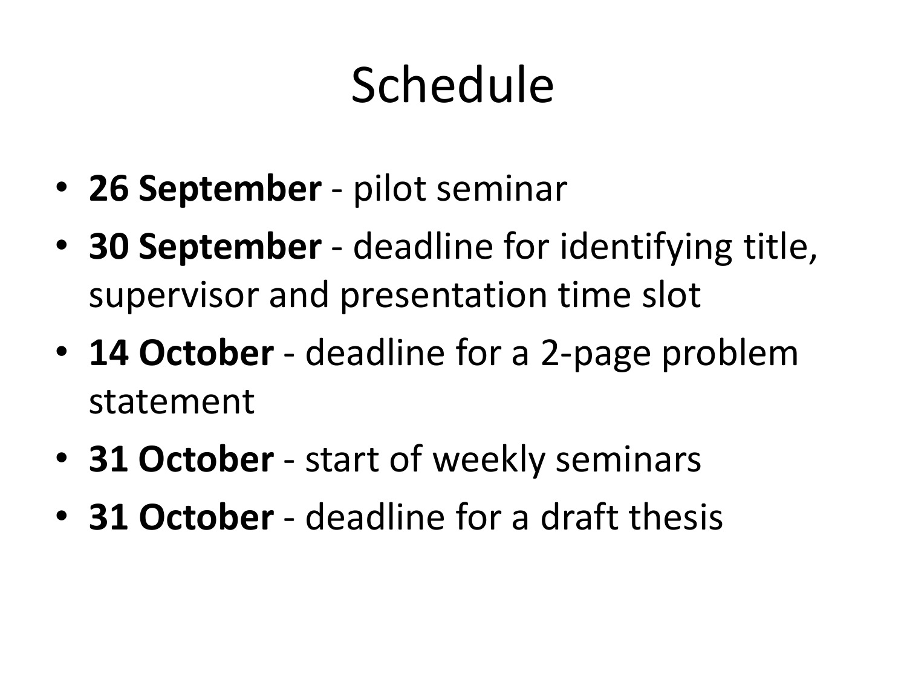# Schedule

- **26 September** - pilot seminar
- **30 September** - deadline for identifying title, supervisor and presentation time slot
- **14 October** - deadline for a 2-page problem statement
- **31 October** - start of weekly seminars
- **31 October** - deadline for a draft thesis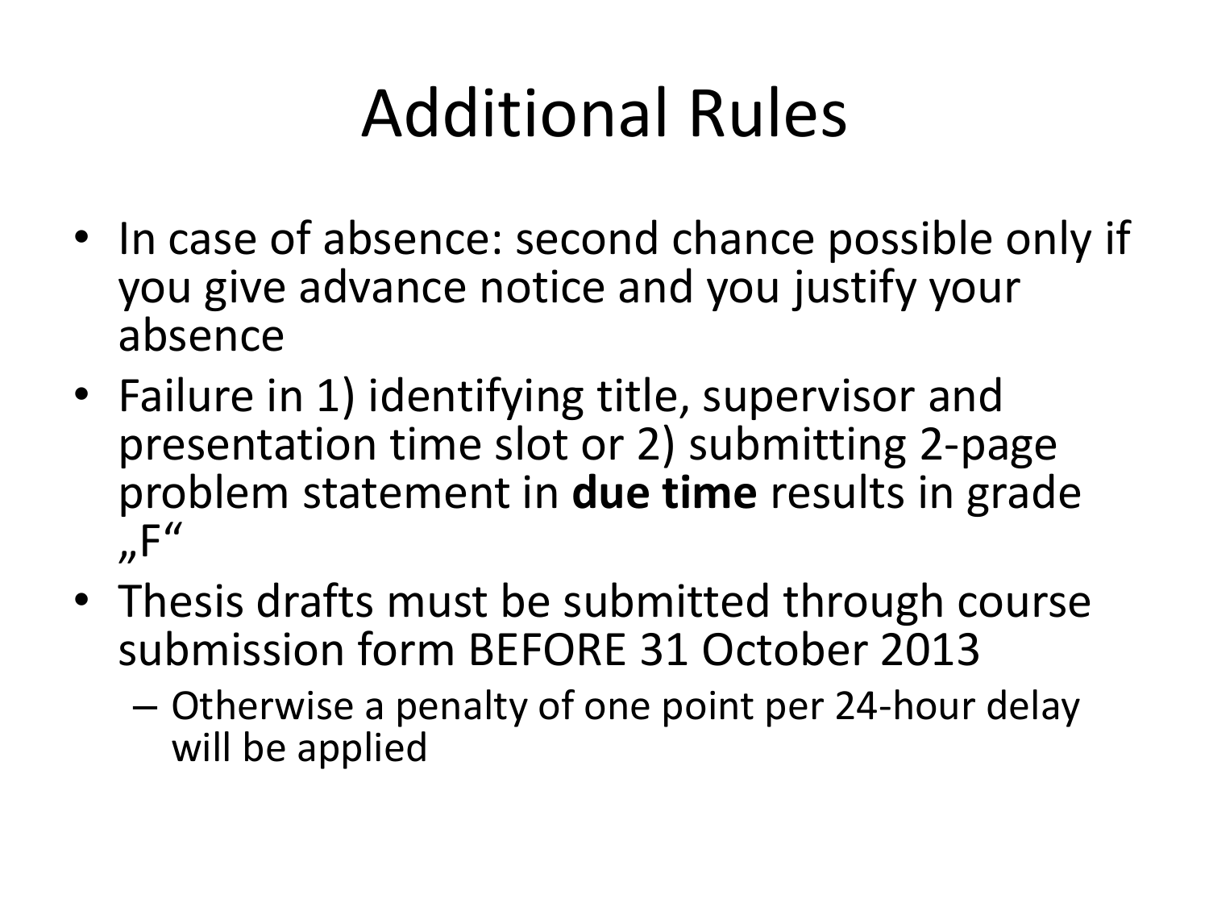# Additional Rules

- In case of absence: second chance possible only if you give advance notice and you justify your absence
- Failure in 1) identifying title, supervisor and presentation time slot or 2) submitting 2-page problem statement in **due time** results in grade „F“
- Thesis drafts must be submitted through course submission form BEFORE 31 October 2013
  - Otherwise a penalty of one point per 24-hour delay will be applied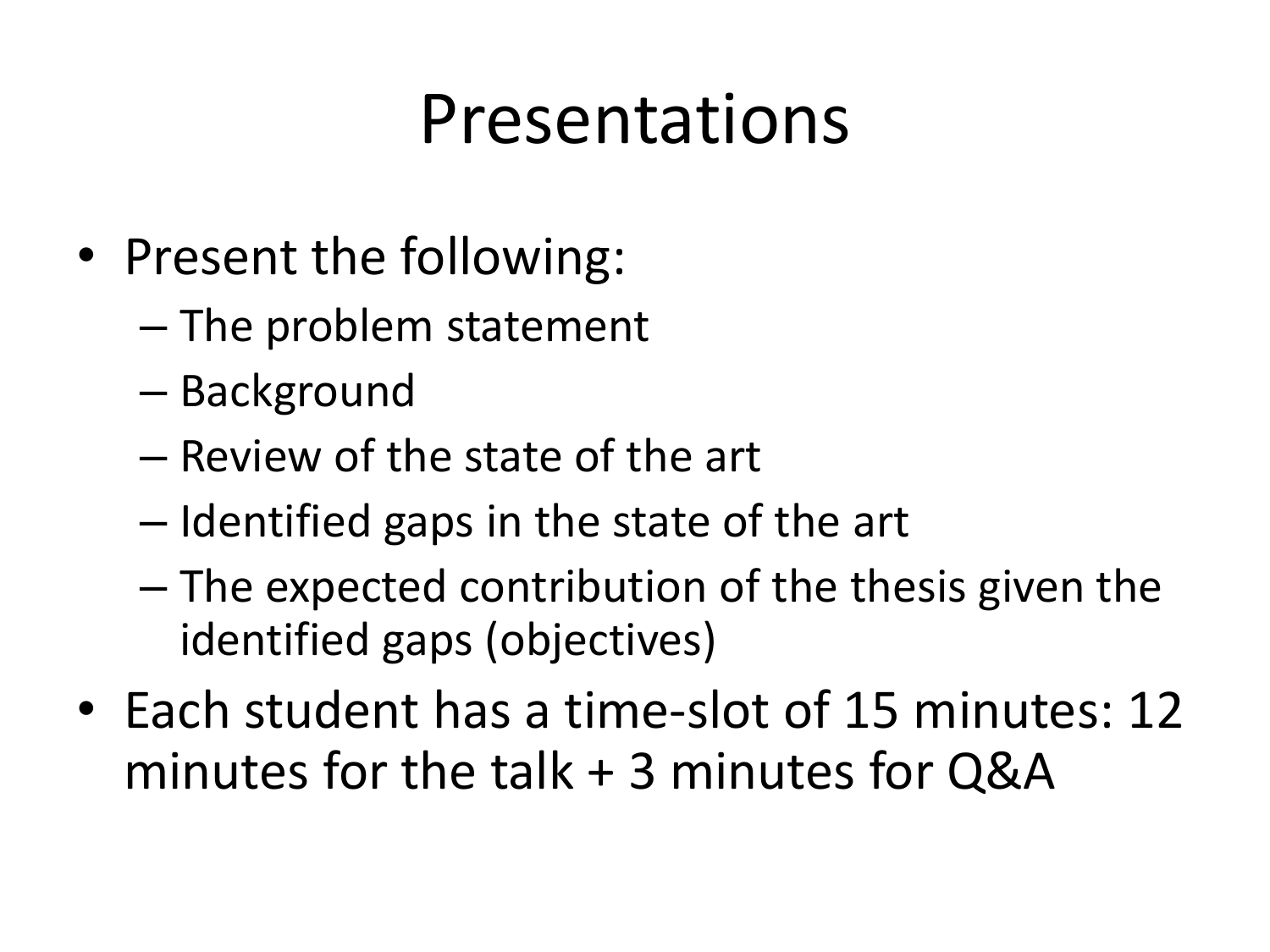# Presentations

- Present the following:
  - The problem statement
  - Background
  - Review of the state of the art
  - Identified gaps in the state of the art
  - The expected contribution of the thesis given the identified gaps (objectives)
- Each student has a time-slot of 15 minutes: 12 minutes for the talk + 3 minutes for Q&A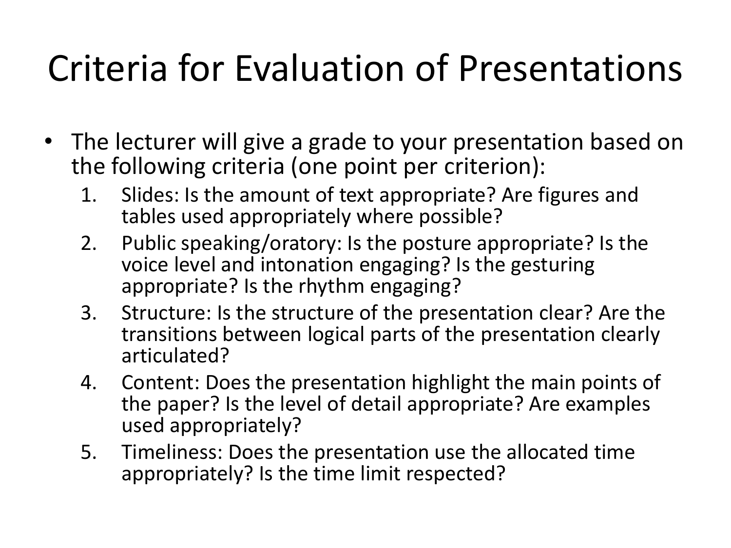# Criteria for Evaluation of Presentations

- The lecturer will give a grade to your presentation based on the following criteria (one point per criterion):
  1. Slides: Is the amount of text appropriate? Are figures and tables used appropriately where possible?
  2. Public speaking/oratory: Is the posture appropriate? Is the voice level and intonation engaging? Is the gesturing appropriate? Is the rhythm engaging?
  3. Structure: Is the structure of the presentation clear? Are the transitions between logical parts of the presentation clearly articulated?
  4. Content: Does the presentation highlight the main points of the paper? Is the level of detail appropriate? Are examples used appropriately?
  5. Timeliness: Does the presentation use the allocated time appropriately? Is the time limit respected?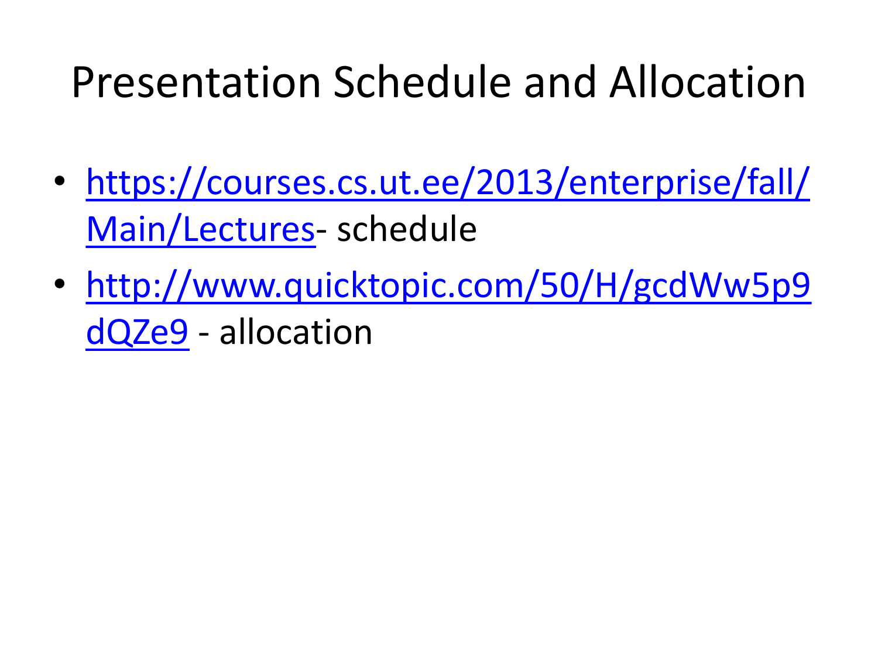# Presentation Schedule and Allocation

- [https://courses.cs.ut.ee/2013/enterprise/fall/Main/Lectures](https://courses.cs.ut.ee/2013/enterprise/fall/Main/Lectures)- schedule
- [http://www.quicktopic.com/50/H/gcdWw5p9dQZe9](http://www.quicktopic.com/50/H/gcdWw5p9dQZe9) - allocation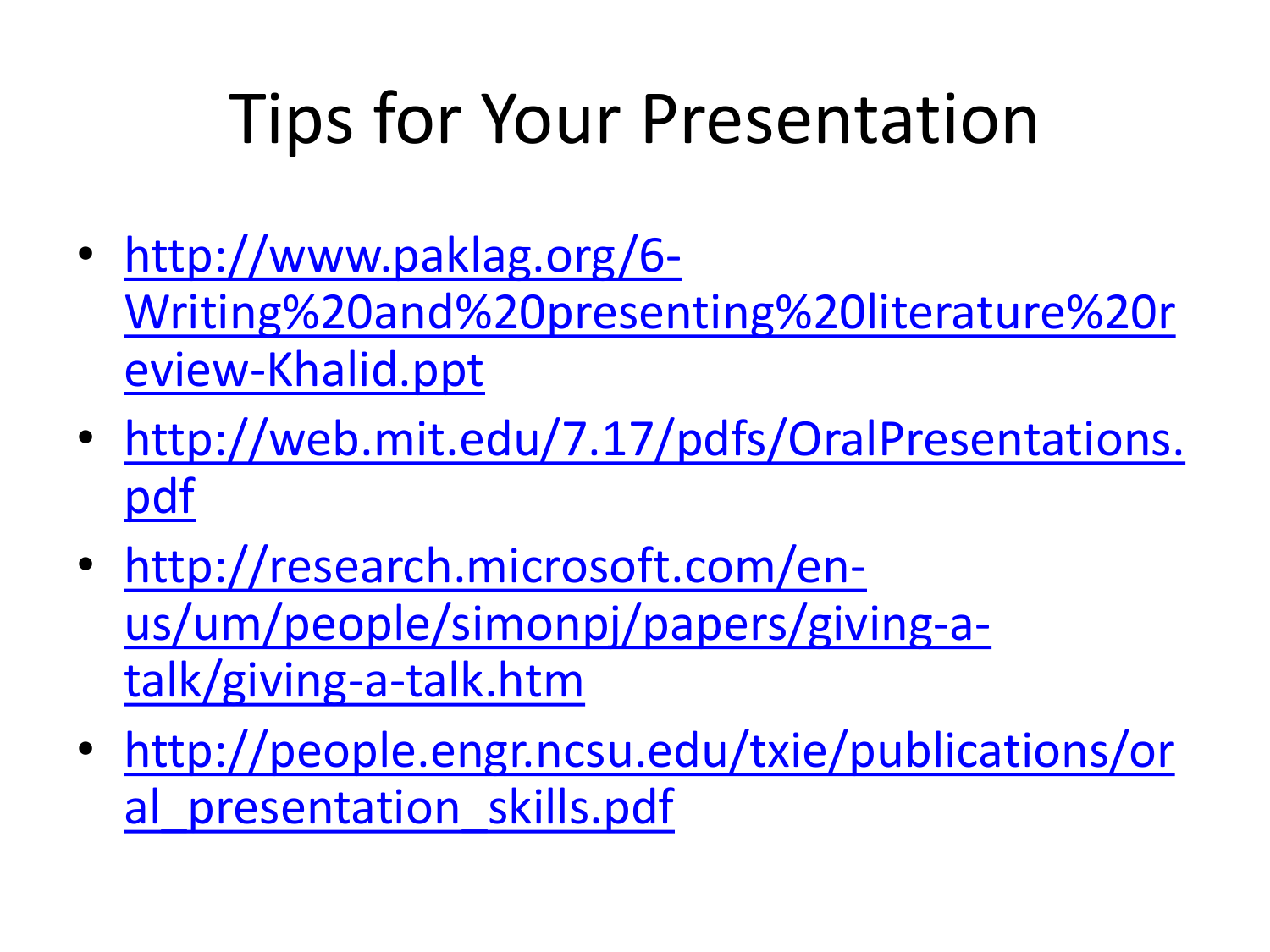# Tips for Your Presentation

- http://www.paklag.org/6-Writing%20and%20presenting%20literature%20review-Khalid.ppt
- http://web.mit.edu/7.17/pdfs/OralPresentations.pdf
- http://research.microsoft.com/en-us/um/people/simonpj/papers/giving-a-talk/giving-a-talk.htm
- http://people.engr.ncsu.edu/txie/publications/oral_presentation_skills.pdf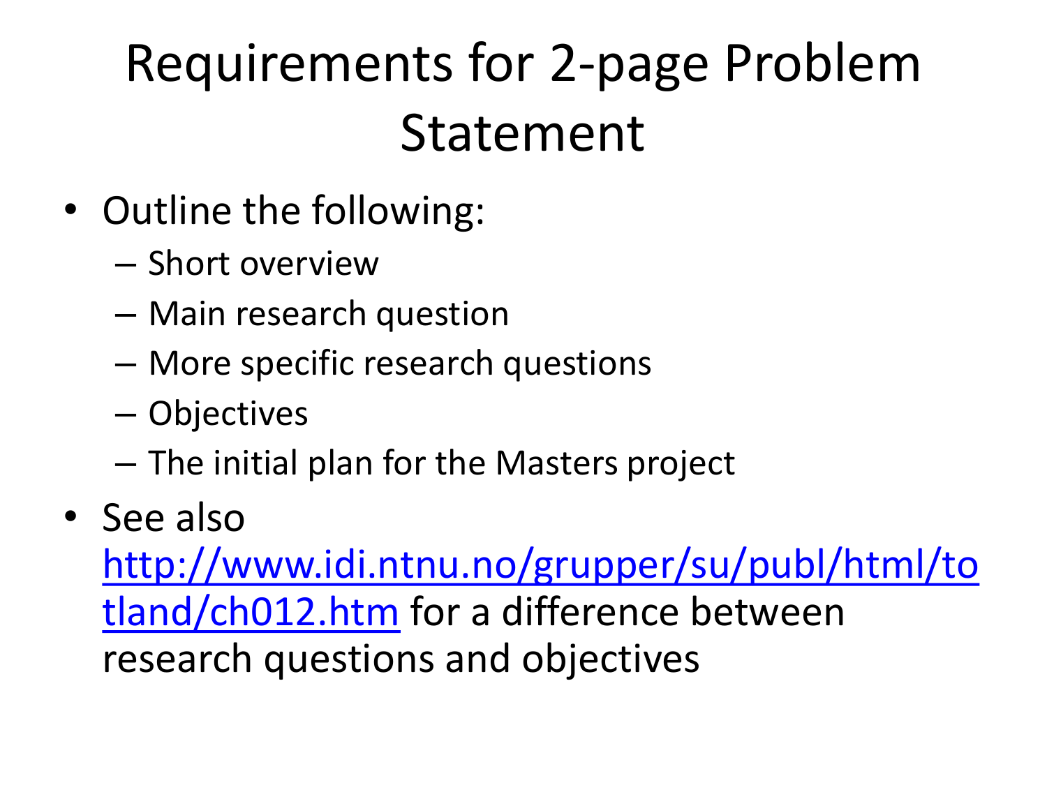# Requirements for 2-page Problem Statement

- Outline the following:
  - Short overview
  - Main research question
  - More specific research questions
  - Objectives
  - The initial plan for the Masters project
- See also [http://www.idi.ntnu.no/grupper/su/publ/html/totland/ch012.htm](http://www.idi.ntnu.no/grupper/su/publ/html/totland/ch012.htm) for a difference between research questions and objectives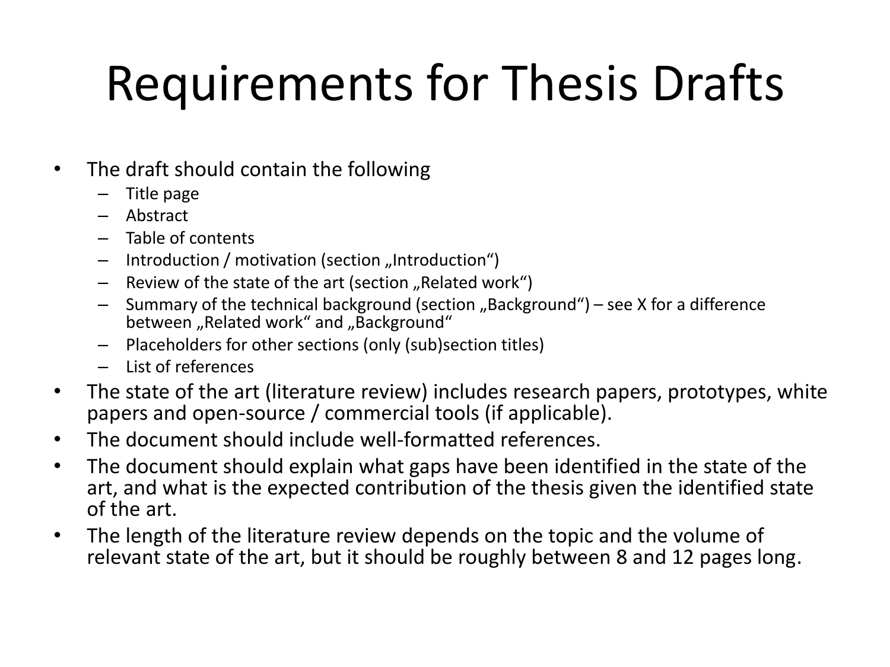# Requirements for Thesis Drafts

- The draft should contain the following
  - Title page
  - Abstract
  - Table of contents
  - Introduction / motivation (section „Introduction“)
  - Review of the state of the art (section „Related work“)
  - Summary of the technical background (section „Background“) – see X for a difference between „Related work“ and „Background“
  - Placeholders for other sections (only (sub)section titles)
  - List of references
- The state of the art (literature review) includes research papers, prototypes, white papers and open-source / commercial tools (if applicable).
- The document should include well-formatted references.
- The document should explain what gaps have been identified in the state of the art, and what is the expected contribution of the thesis given the identified state of the art.
- The length of the literature review depends on the topic and the volume of relevant state of the art, but it should be roughly between 8 and 12 pages long.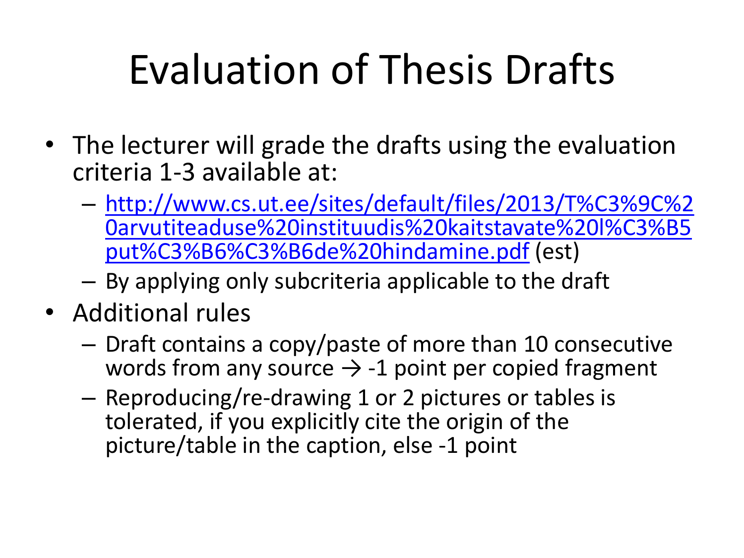# Evaluation of Thesis Drafts

- The lecturer will grade the drafts using the evaluation criteria 1-3 available at:
  - [http://www.cs.ut.ee/sites/default/files/2013/T%C3%9C%20arvutiteaduse%20instituudis%20kaitstavate%20l%C3%B5put%C3%B6%C3%B6de%20hindamine.pdf](http://www.cs.ut.ee/sites/default/files/2013/T%C3%9C%20arvutiteaduse%20instituudis%20kaitstavate%20l%C3%B5put%C3%B6%C3%B6de%20hindamine.pdf) (est)
  - By applying only subcriteria applicable to the draft
- Additional rules
  - Draft contains a copy/paste of more than 10 consecutive words from any source → -1 point per copied fragment
  - Reproducing/re-drawing 1 or 2 pictures or tables is tolerated, if you explicitly cite the origin of the picture/table in the caption, else -1 point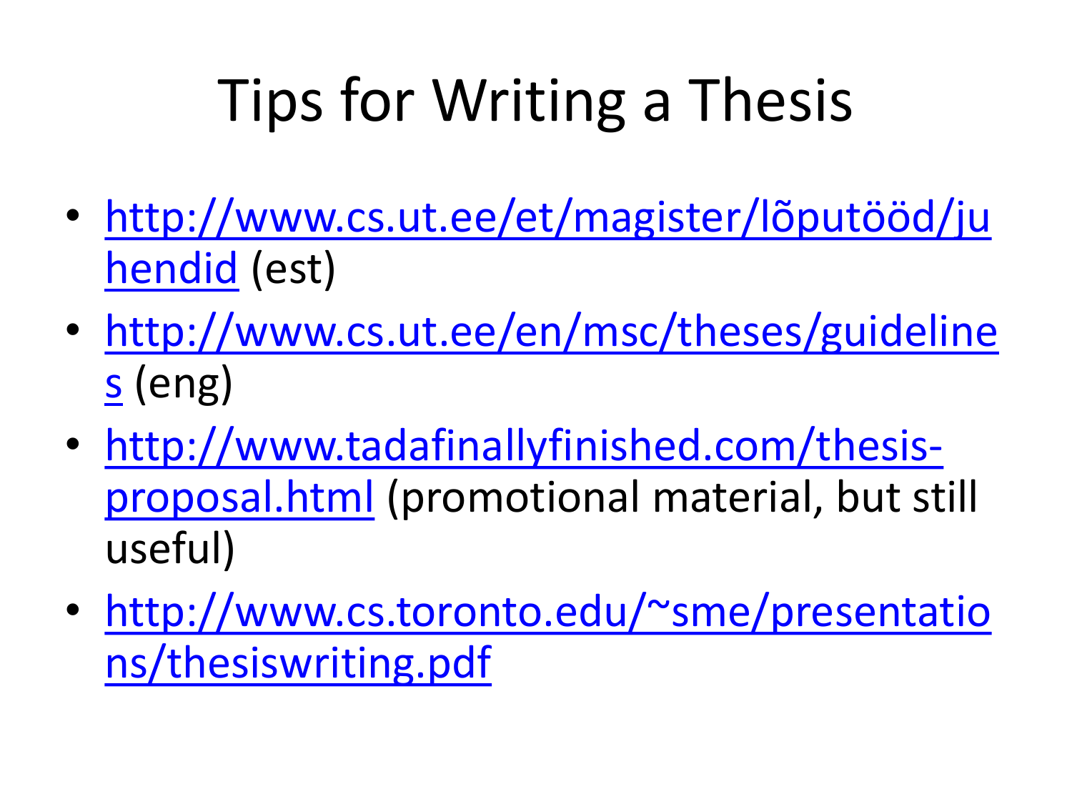# Tips for Writing a Thesis

- http://www.cs.ut.ee/et/magister/lõputööd/juhendid (est)
- http://www.cs.ut.ee/en/msc/theses/guidelines (eng)
- http://www.tadafinallyfinished.com/thesis-proposal.html (promotional material, but still useful)
- http://www.cs.toronto.edu/~sme/presentations/thesiswriting.pdf